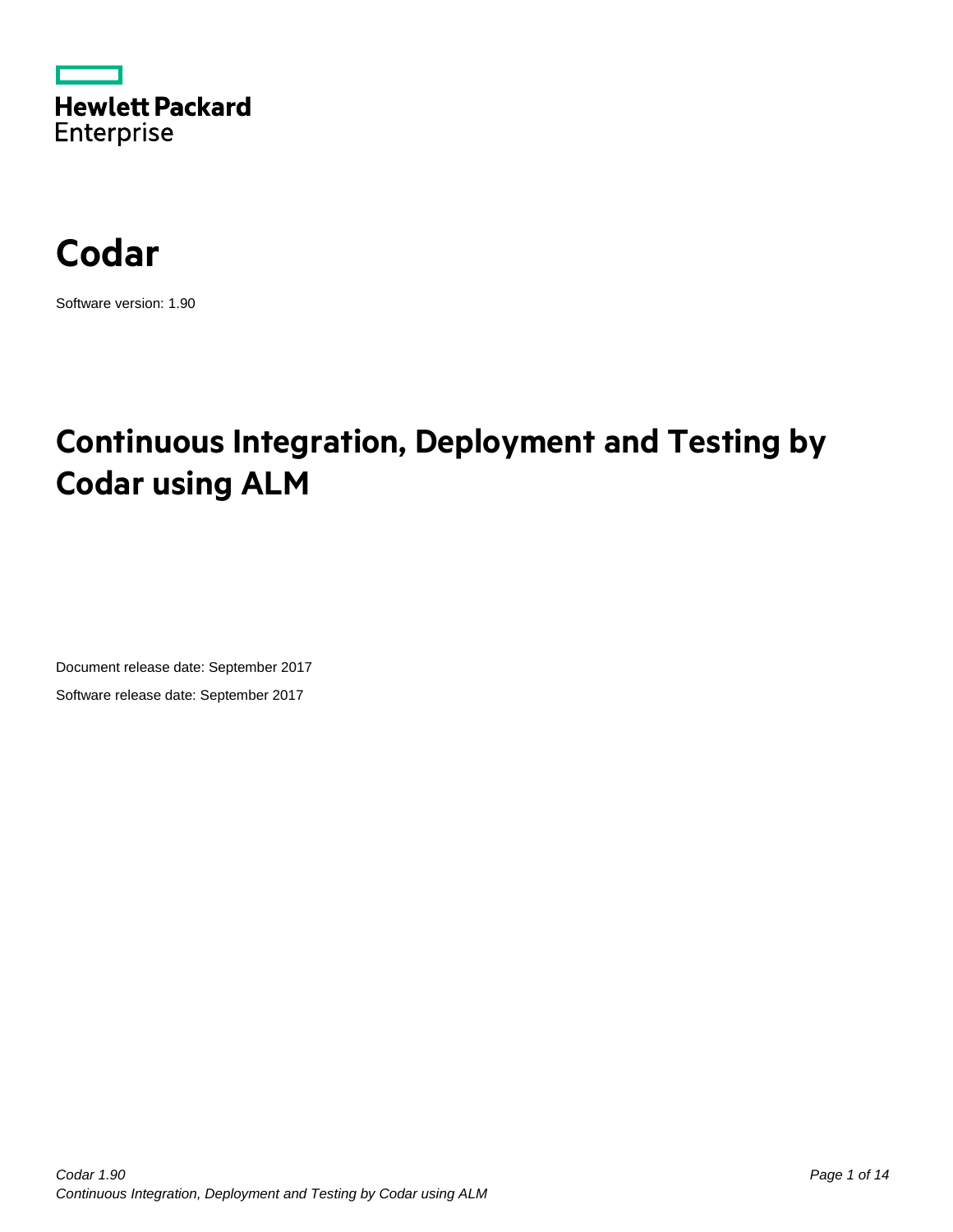Hewlett Packard Enterprise

# Codar

Software version: 1.90

# Continuous Integration, Deployment and Testing by Codar using ALM

Document release date: September 2017

Software release date: September 2017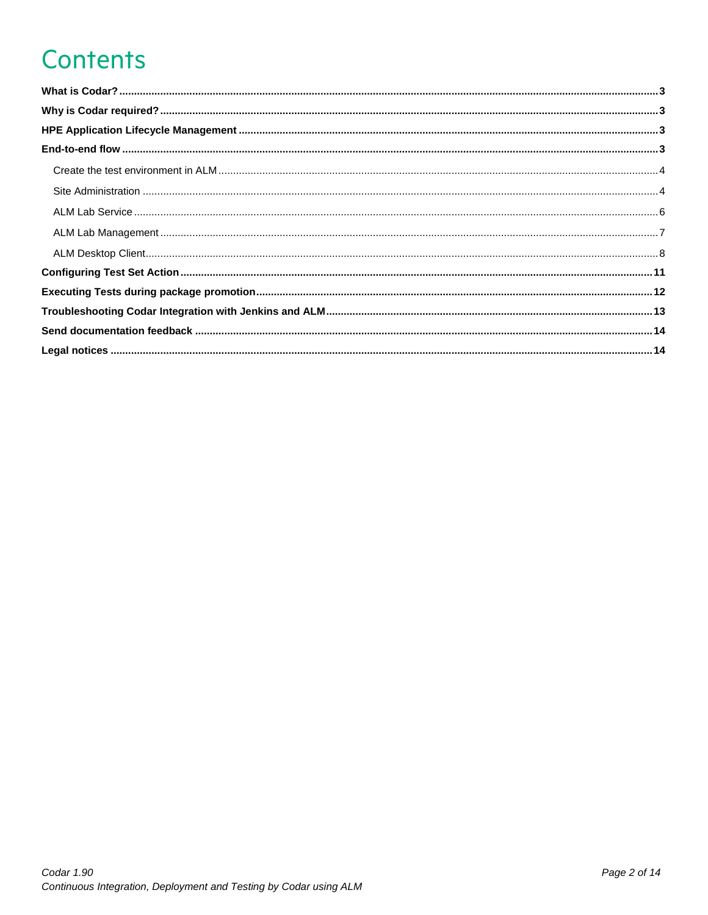# Contents

**What is Codar?** ..... 3

**Why is Codar required?** ..... 3

**HPE Application Lifecycle Management** ..... 3

**End-to-end flow** ..... 3

- Create the test environment in ALM ..... 4
- Site Administration ..... 4
- ALM Lab Service ..... 6
- ALM Lab Management ..... 7
- ALM Desktop Client ..... 8

**Configuring Test Set Action** ..... 11

**Executing Tests during package promotion** ..... 12

**Troubleshooting Codar Integration with Jenkins and ALM** ..... 13

**Send documentation feedback** ..... 14

**Legal notices** ..... 14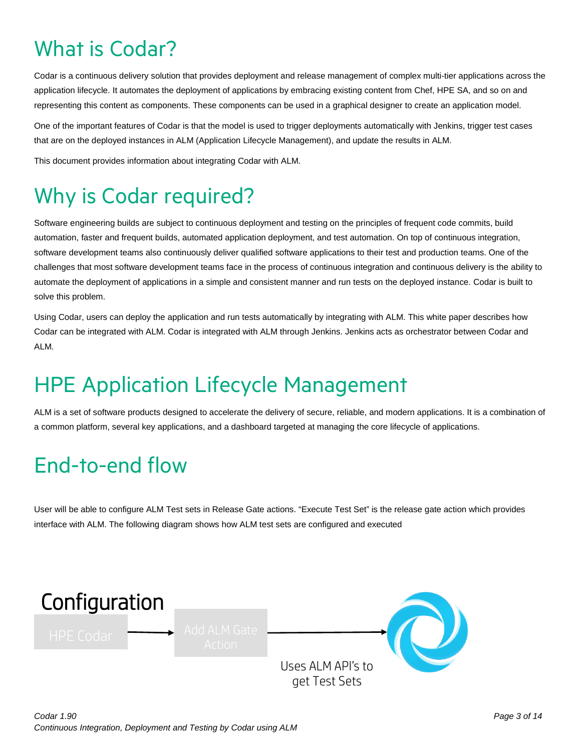# What is Codar?

Codar is a continuous delivery solution that provides deployment and release management of complex multi-tier applications across the application lifecycle. It automates the deployment of applications by embracing existing content from Chef, HPE SA, and so on and representing this content as components. These components can be used in a graphical designer to create an application model.

One of the important features of Codar is that the model is used to trigger deployments automatically with Jenkins, trigger test cases that are on the deployed instances in ALM (Application Lifecycle Management), and update the results in ALM.

This document provides information about integrating Codar with ALM.

# Why is Codar required?

Software engineering builds are subject to continuous deployment and testing on the principles of frequent code commits, build automation, faster and frequent builds, automated application deployment, and test automation. On top of continuous integration, software development teams also continuously deliver qualified software applications to their test and production teams. One of the challenges that most software development teams face in the process of continuous integration and continuous delivery is the ability to automate the deployment of applications in a simple and consistent manner and run tests on the deployed instance. Codar is built to solve this problem.

Using Codar, users can deploy the application and run tests automatically by integrating with ALM. This white paper describes how Codar can be integrated with ALM. Codar is integrated with ALM through Jenkins. Jenkins acts as orchestrator between Codar and ALM.

# HPE Application Lifecycle Management

ALM is a set of software products designed to accelerate the delivery of secure, reliable, and modern applications. It is a combination of a common platform, several key applications, and a dashboard targeted at managing the core lifecycle of applications.

# End-to-end flow

User will be able to configure ALM Test sets in Release Gate actions. "Execute Test Set" is the release gate action which provides interface with ALM. The following diagram shows how ALM test sets are configured and executed

**Configuration**

HPE Codar → Add ALM Gate Action → (Uses ALM API's to get Test Sets)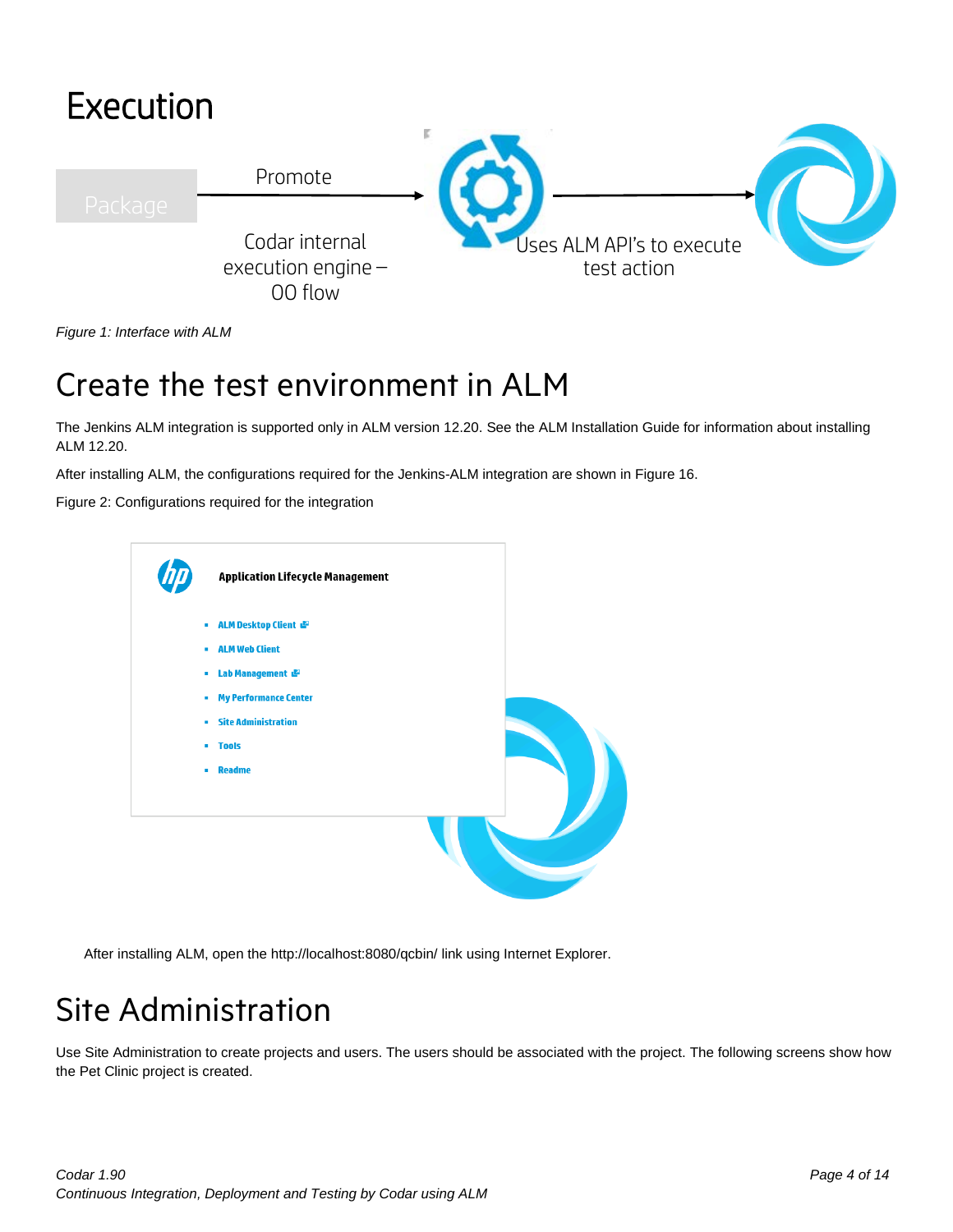# Execution

Package — Promote → Codar internal execution engine – OO flow → Uses ALM API's to execute test action

*Figure 1: Interface with ALM*

## Create the test environment in ALM

The Jenkins ALM integration is supported only in ALM version 12.20. See the ALM Installation Guide for information about installing ALM 12.20.

After installing ALM, the configurations required for the Jenkins-ALM integration are shown in Figure 16.

Figure 2: Configurations required for the integration

**Application Lifecycle Management**

- ALM Desktop Client
- ALM Web Client
- Lab Management
- My Performance Center
- Site Administration
- Tools
- Readme

After installing ALM, open the http://localhost:8080/qcbin/ link using Internet Explorer.

## Site Administration

Use Site Administration to create projects and users. The users should be associated with the project. The following screens show how the Pet Clinic project is created.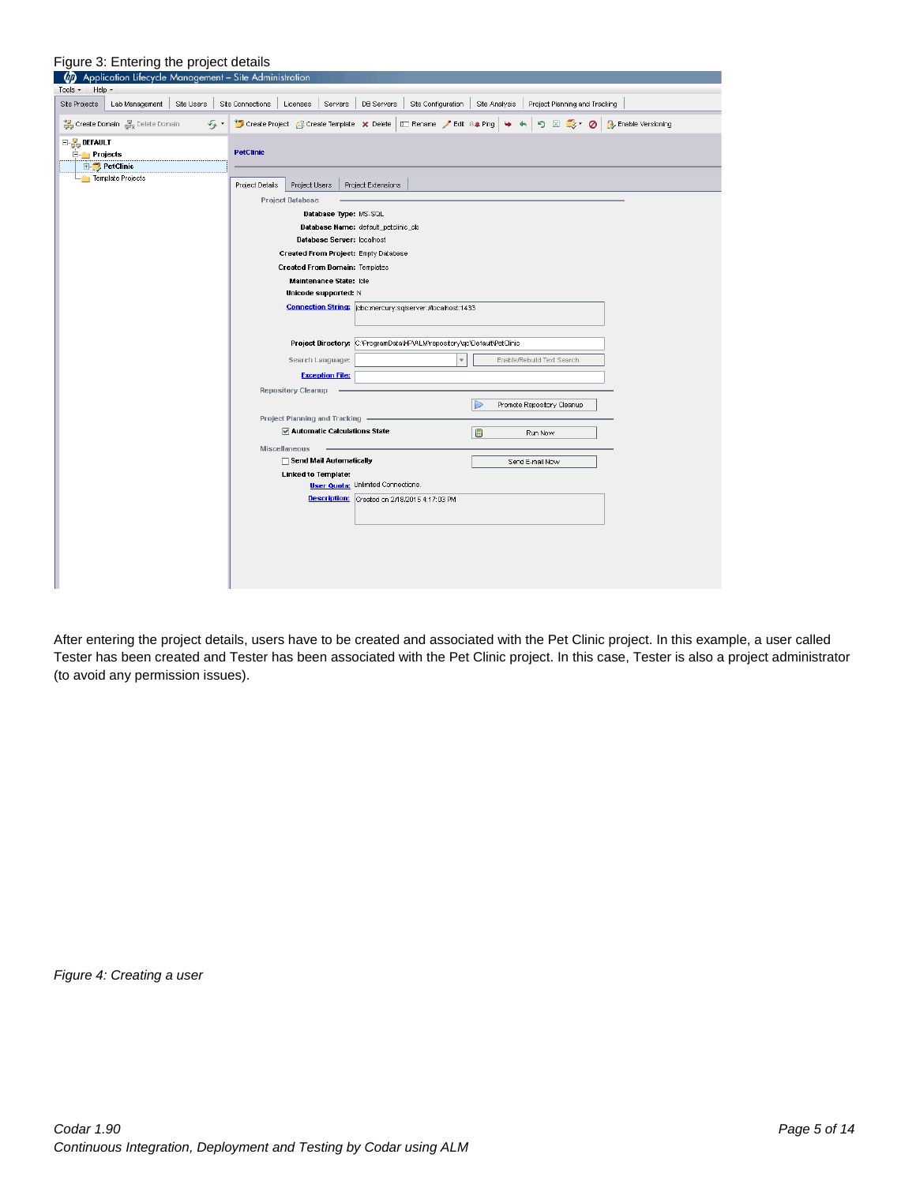Figure 3: Entering the project details

After entering the project details, users have to be created and associated with the Pet Clinic project. In this example, a user called Tester has been created and Tester has been associated with the Pet Clinic project. In this case, Tester is also a project administrator (to avoid any permission issues).

*Figure 4: Creating a user*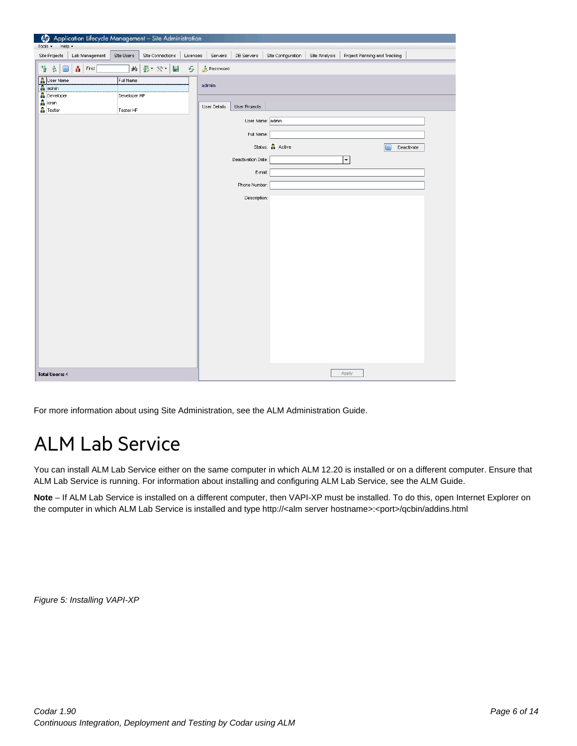For more information about using Site Administration, see the ALM Administration Guide.

# ALM Lab Service

You can install ALM Lab Service either on the same computer in which ALM 12.20 is installed or on a different computer. Ensure that ALM Lab Service is running. For information about installing and configuring ALM Lab Service, see the ALM Guide.

**Note** – If ALM Lab Service is installed on a different computer, then VAPI-XP must be installed. To do this, open Internet Explorer on the computer in which ALM Lab Service is installed and type http://<alm server hostname>:<port>/qcbin/addins.html

*Figure 5: Installing VAPI-XP*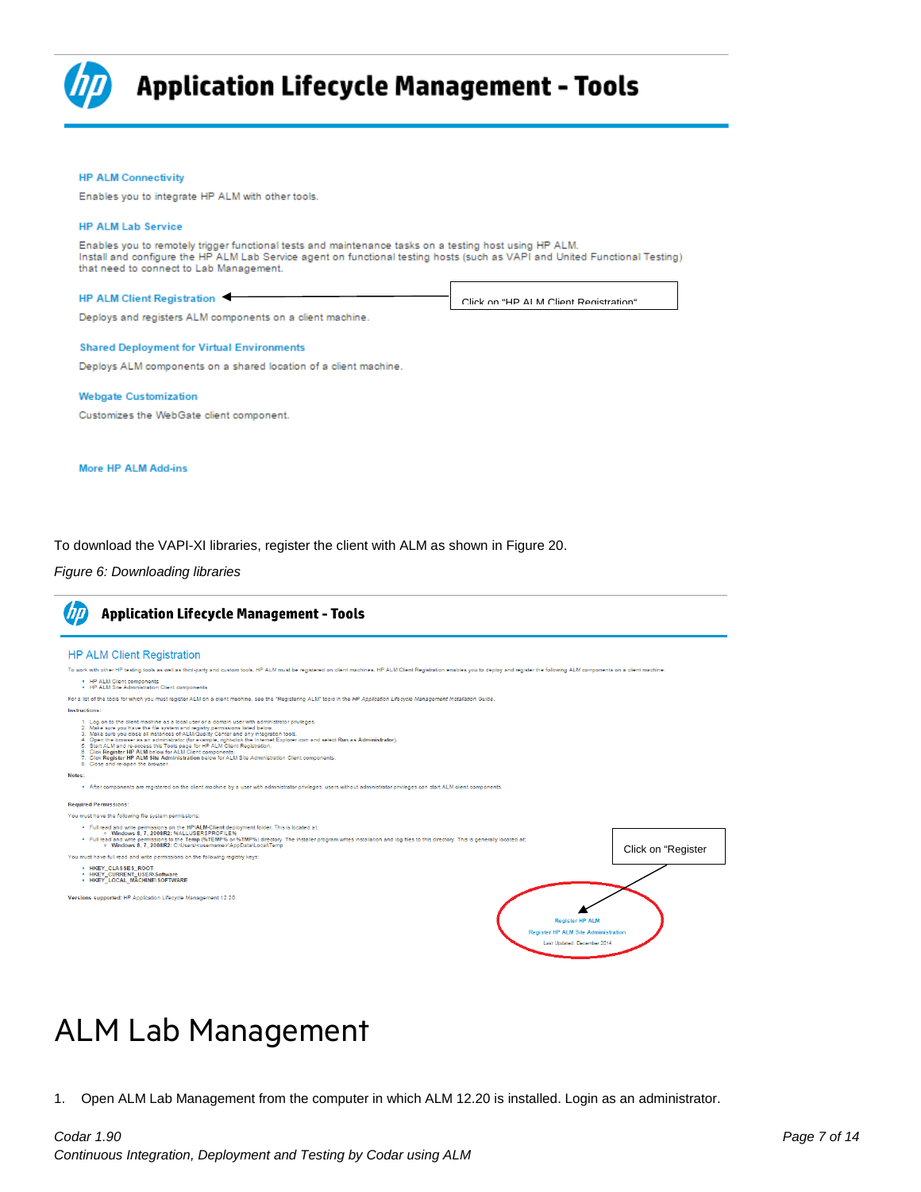# Application Lifecycle Management - Tools

**HP ALM Connectivity**

Enables you to integrate HP ALM with other tools.

**HP ALM Lab Service**

Enables you to remotely trigger functional tests and maintenance tasks on a testing host using HP ALM.
Install and configure the HP ALM Lab Service agent on functional testing hosts (such as VAPI and United Functional Testing) that need to connect to Lab Management.

**HP ALM Client Registration**

Click on "HP ALM Client Registration"

Deploys and registers ALM components on a client machine.

**Shared Deployment for Virtual Environments**

Deploys ALM components on a shared location of a client machine.

**Webgate Customization**

Customizes the WebGate client component.

**More HP ALM Add-ins**

To download the VAPI-XI libraries, register the client with ALM as shown in Figure 20.

*Figure 6: Downloading libraries*

**Application Lifecycle Management - Tools**

**HP ALM Client Registration**

To work with other HP testing tools as well as third-party and custom tools, HP ALM must be registered on client machines. HP ALM Client Registration enables you to deploy and register the following ALM components on a client machine:

- HP ALM Client components
- HP ALM Site Administration Client components

For a list of the tools for which you must register ALM on a client machine, see the "Registering ALM" topic in the *HP Application Lifecycle Management Installation Guide*.

Instructions:

1. Log on to the client machine as a local user or a domain user with administrator privileges.
2. Make sure you have the file system and registry permissions listed below.
3. Make sure you close all instances of ALM/Quality Center and any integration tools.
4. Open the browser as an administrator (for example, right-click the Internet Explorer icon and select **Run as Administrator**).
5. Start ALM and re-access this Tools page for HP ALM Client Registration.
6. Click **Register HP ALM** below for ALM Client components.
7. Click **Register HP ALM Site Administration** below for ALM Site Administration Client components.
8. Close and re-open the browser.

Notes:

- After components are registered on the client machine by a user with administrator privileges, users without administrator privileges can start ALM client components.

Required Permissions:

You must have the following file system permissions:

- Full read and write permissions on the HP\ALM-Client deployment folder. This is located at:
  - Windows 8, 7, 2008R2: %ALLUSERSPROFILE%
- Full read and write permissions to the Temp (%TEMP% or %TMP%) directory. The installer program writes installation and log files to this directory. This is generally located at:
  - Windows 8, 7, 2008R2: C:\Users\<username>\AppData\Local\Temp

You must have full read and write permissions on the following registry keys:

- HKEY_CLASSES_ROOT
- HKEY_CURRENT_USER\Software
- HKEY_LOCAL_MACHINE\SOFTWARE

Versions supported: HP Application Lifecycle Management 12.20

Click on "Register

Register HP ALM

Register HP ALM Site Administration

Last Updated: December 2014

# ALM Lab Management

1. Open ALM Lab Management from the computer in which ALM 12.20 is installed. Login as an administrator.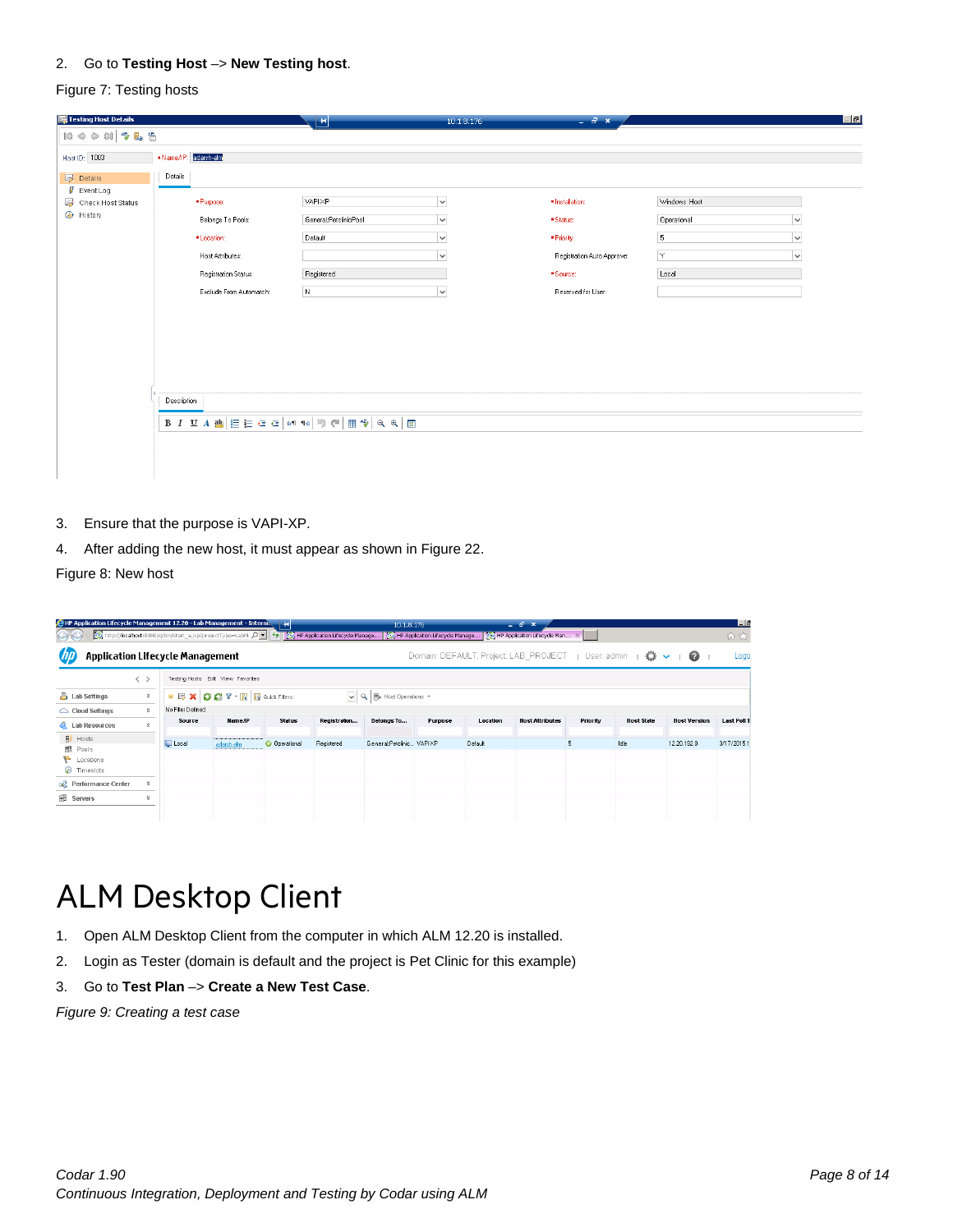2. Go to **Testing Host** –> **New Testing host**.

Figure 7: Testing hosts

3. Ensure that the purpose is VAPI-XP.
4. After adding the new host, it must appear as shown in Figure 22.

Figure 8: New host

# ALM Desktop Client

1. Open ALM Desktop Client from the computer in which ALM 12.20 is installed.
2. Login as Tester (domain is default and the project is Pet Clinic for this example)
3. Go to **Test Plan** –> **Create a New Test Case**.

*Figure 9: Creating a test case*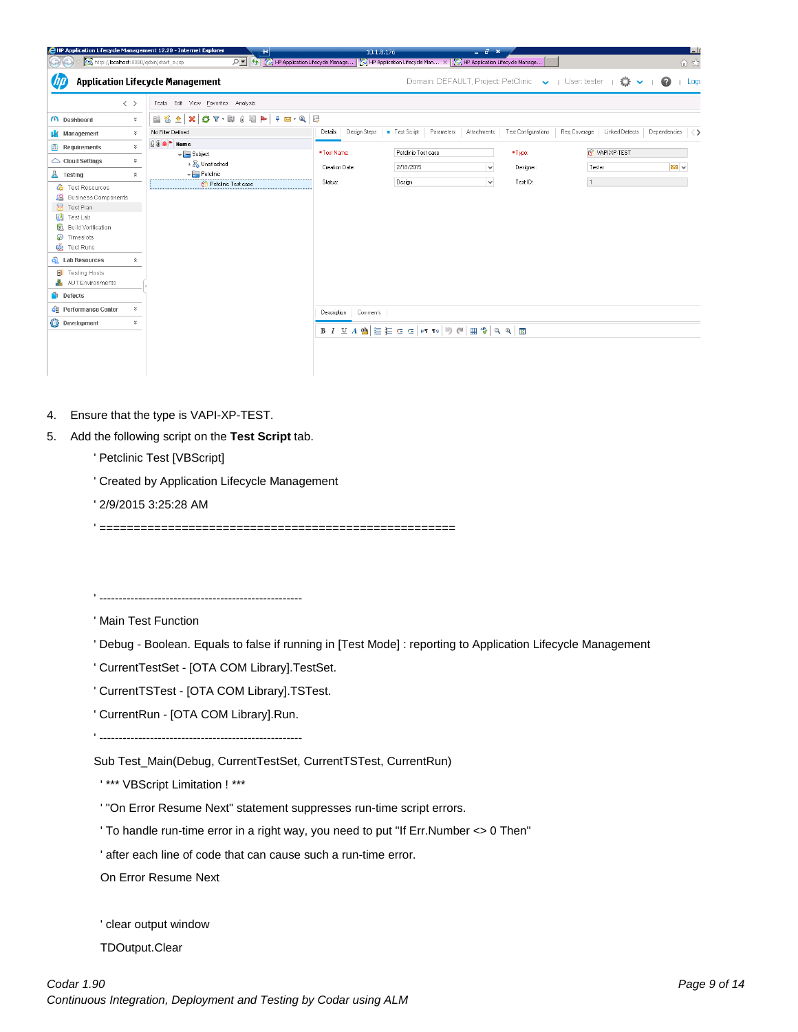4. Ensure that the type is VAPI-XP-TEST.
5. Add the following script on the **Test Script** tab.

```
' Petclinic Test [VBScript]
' Created by Application Lifecycle Management
' 2/9/2015 3:25:28 AM
' ====================================================



' ----------------------------------------------------
' Main Test Function
' Debug - Boolean. Equals to false if running in [Test Mode] : reporting to Application Lifecycle Management
' CurrentTestSet - [OTA COM Library].TestSet.
' CurrentTSTest - [OTA COM Library].TSTest.
' CurrentRun - [OTA COM Library].Run.
' ----------------------------------------------------
Sub Test_Main(Debug, CurrentTestSet, CurrentTSTest, CurrentRun)
  ' *** VBScript Limitation ! ***
  ' "On Error Resume Next" statement suppresses run-time script errors.
  ' To handle run-time error in a right way, you need to put "If Err.Number <> 0 Then"
  ' after each line of code that can cause such a run-time error.
  On Error Resume Next

  ' clear output window
  TDOutput.Clear
```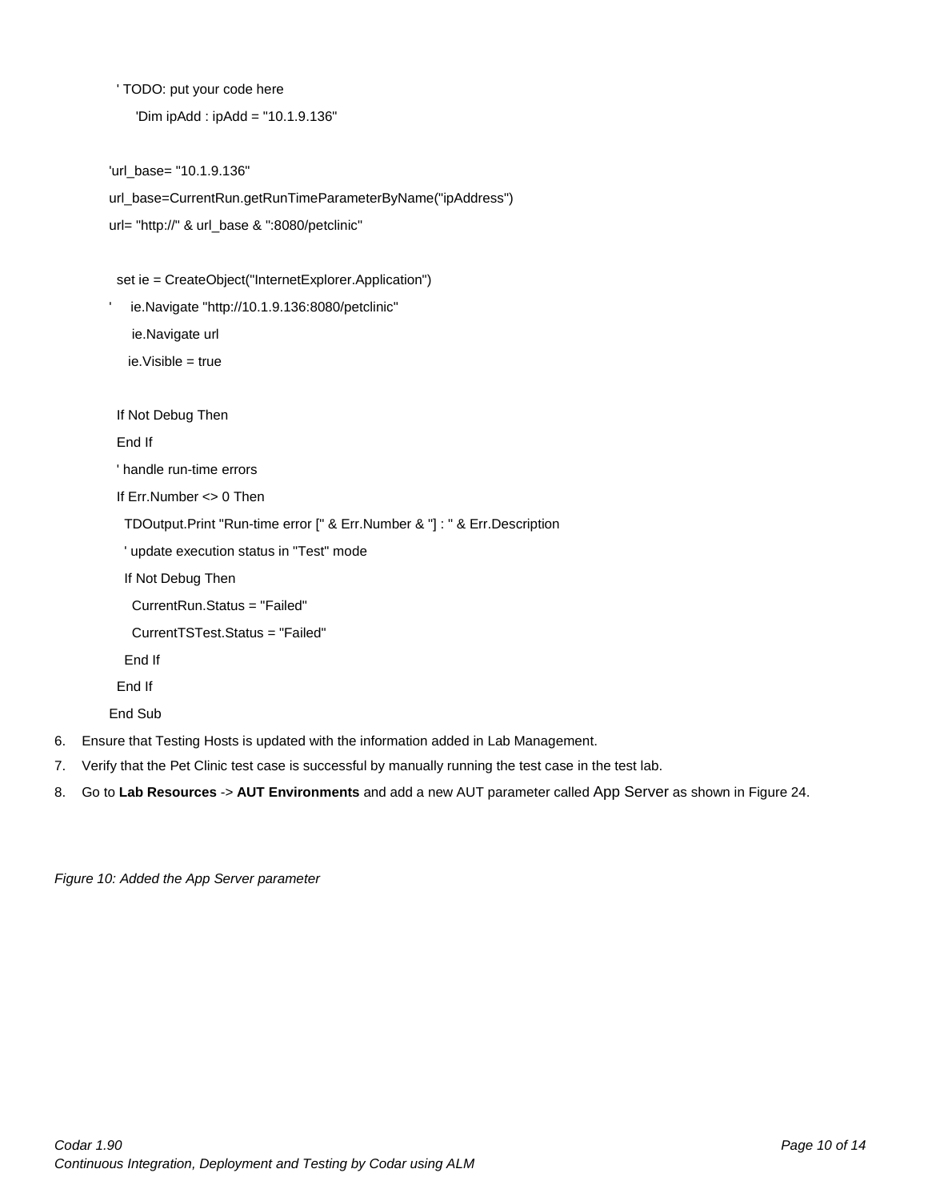```
  ' TODO: put your code here
     'Dim ipAdd : ipAdd = "10.1.9.136"

 'url_base= "10.1.9.136"
 url_base=CurrentRun.getRunTimeParameterByName("ipAddress")
 url= "http://" & url_base & ":8080/petclinic"

  set ie = CreateObject("InternetExplorer.Application")
 '    ie.Navigate "http://10.1.9.136:8080/petclinic"
      ie.Navigate url
     ie.Visible = true

  If Not Debug Then
  End If
  ' handle run-time errors
  If Err.Number <> 0 Then
    TDOutput.Print "Run-time error [" & Err.Number & "] : " & Err.Description
    ' update execution status in "Test" mode
    If Not Debug Then
      CurrentRun.Status = "Failed"
      CurrentTSTest.Status = "Failed"
    End If
  End If
 End Sub
```

6. Ensure that Testing Hosts is updated with the information added in Lab Management.
7. Verify that the Pet Clinic test case is successful by manually running the test case in the test lab.
8. Go to **Lab Resources** -> **AUT Environments** and add a new AUT parameter called App Server as shown in Figure 24.

*Figure 10: Added the App Server parameter*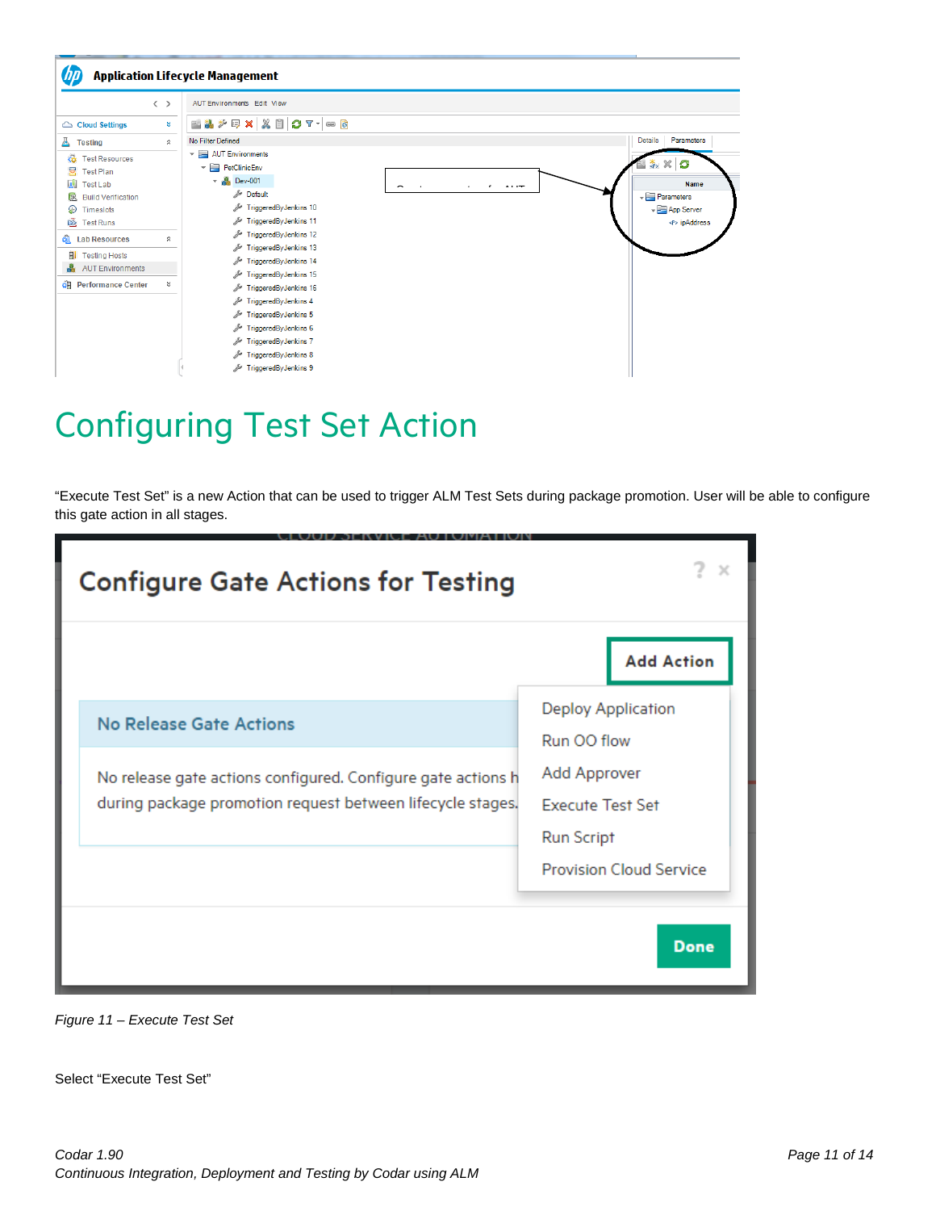# Configuring Test Set Action

“Execute Test Set” is a new Action that can be used to trigger ALM Test Sets during package promotion. User will be able to configure this gate action in all stages.

*Figure 11 – Execute Test Set*

Select “Execute Test Set”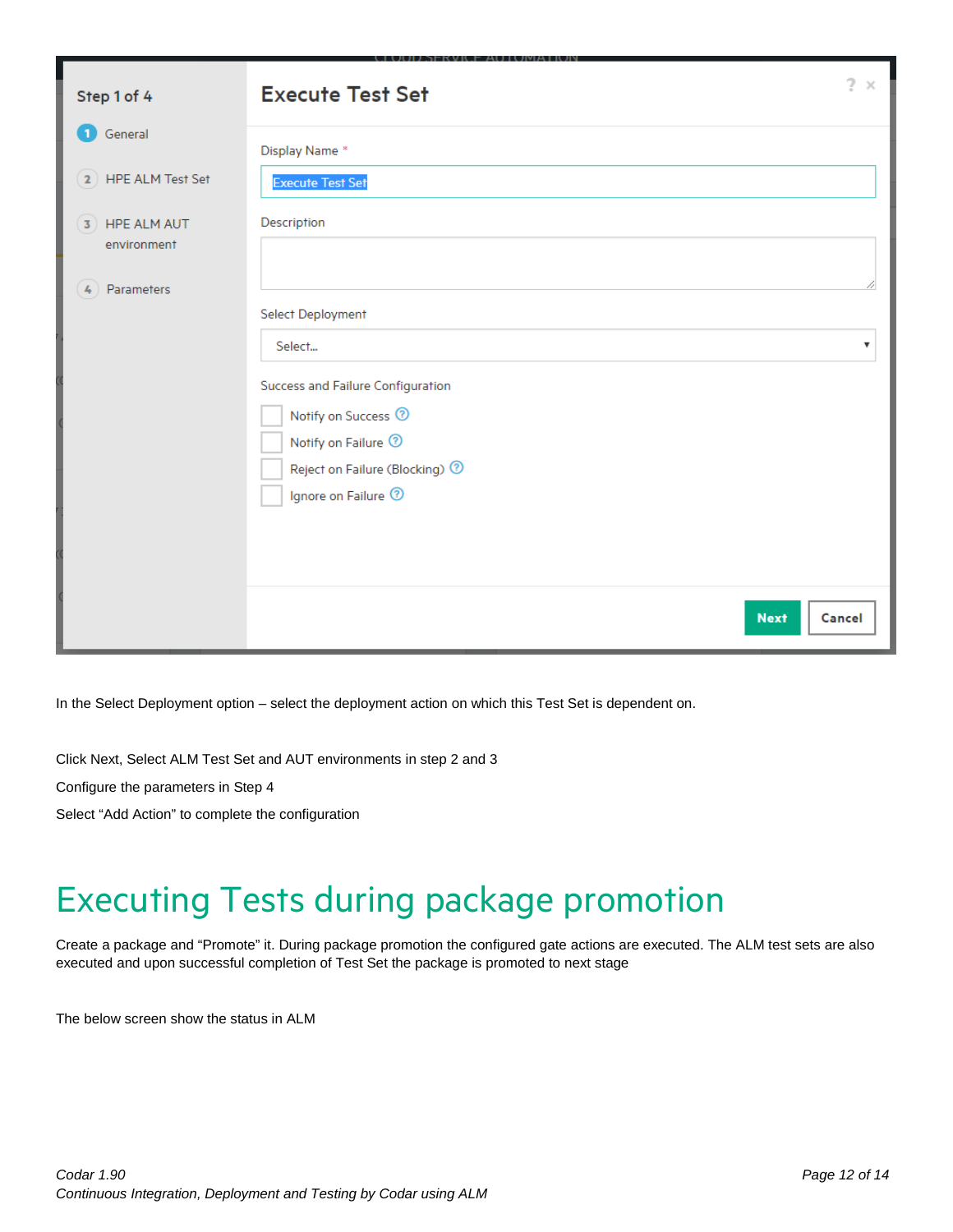In the Select Deployment option – select the deployment action on which this Test Set is dependent on.

Click Next, Select ALM Test Set and AUT environments in step 2 and 3

Configure the parameters in Step 4

Select "Add Action" to complete the configuration

# Executing Tests during package promotion

Create a package and "Promote" it. During package promotion the configured gate actions are executed. The ALM test sets are also executed and upon successful completion of Test Set the package is promoted to next stage

The below screen show the status in ALM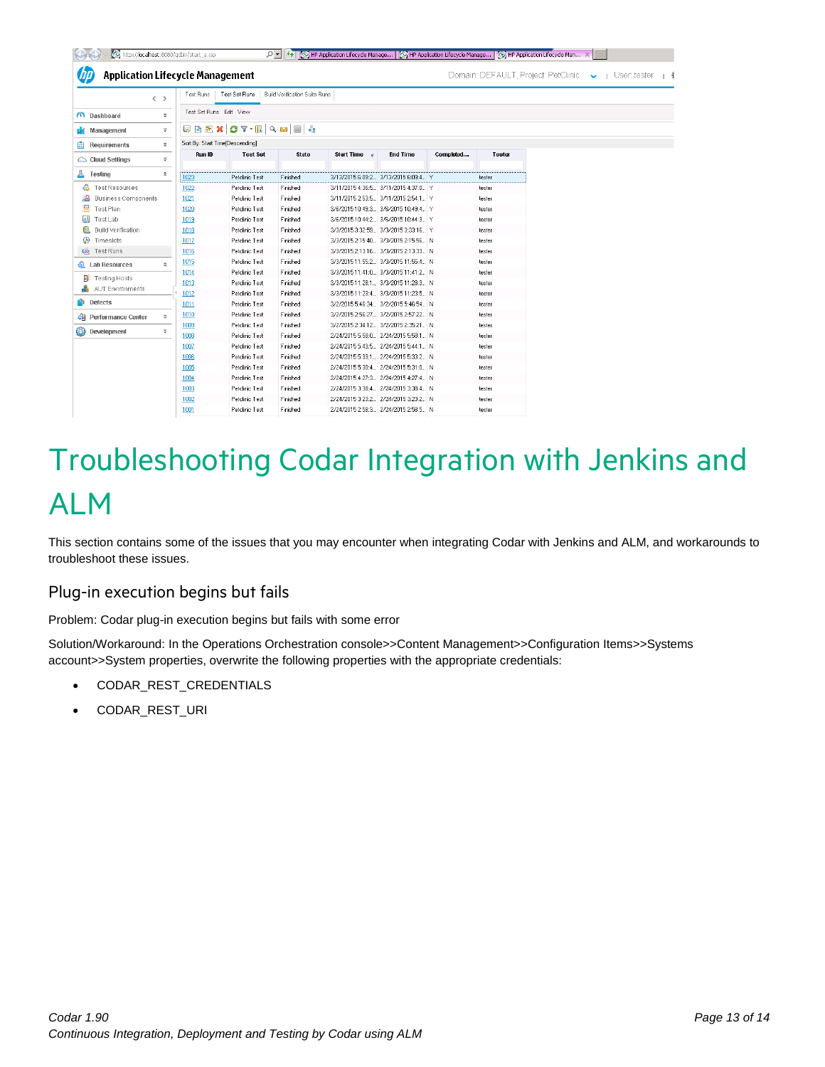# Troubleshooting Codar Integration with Jenkins and ALM

This section contains some of the issues that you may encounter when integrating Codar with Jenkins and ALM, and workarounds to troubleshoot these issues.

## Plug-in execution begins but fails

Problem: Codar plug-in execution begins but fails with some error

Solution/Workaround: In the Operations Orchestration console>>Content Management>>Configuration Items>>Systems account>>System properties, overwrite the following properties with the appropriate credentials:

- CODAR_REST_CREDENTIALS
- CODAR_REST_URI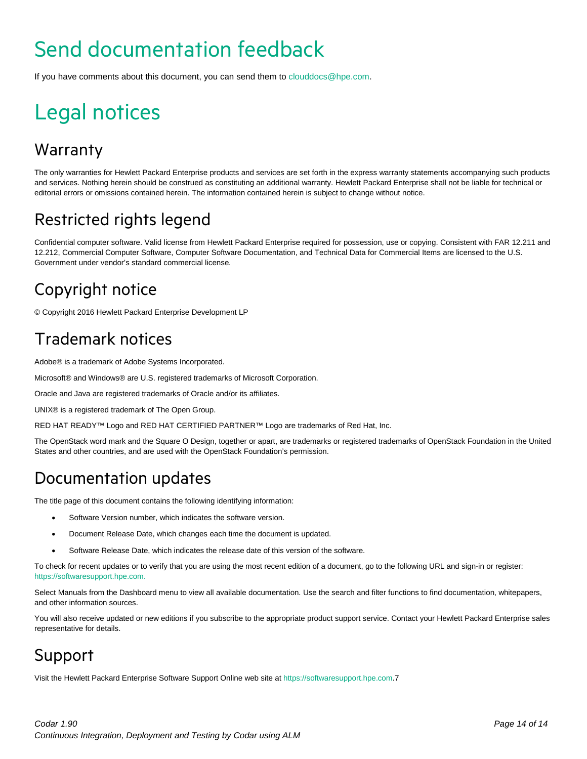# Send documentation feedback

If you have comments about this document, you can send them to clouddocs@hpe.com.

# Legal notices

## Warranty

The only warranties for Hewlett Packard Enterprise products and services are set forth in the express warranty statements accompanying such products and services. Nothing herein should be construed as constituting an additional warranty. Hewlett Packard Enterprise shall not be liable for technical or editorial errors or omissions contained herein. The information contained herein is subject to change without notice.

## Restricted rights legend

Confidential computer software. Valid license from Hewlett Packard Enterprise required for possession, use or copying. Consistent with FAR 12.211 and 12.212, Commercial Computer Software, Computer Software Documentation, and Technical Data for Commercial Items are licensed to the U.S. Government under vendor's standard commercial license.

## Copyright notice

© Copyright 2016 Hewlett Packard Enterprise Development LP

## Trademark notices

Adobe® is a trademark of Adobe Systems Incorporated.

Microsoft® and Windows® are U.S. registered trademarks of Microsoft Corporation.

Oracle and Java are registered trademarks of Oracle and/or its affiliates.

UNIX® is a registered trademark of The Open Group.

RED HAT READY™ Logo and RED HAT CERTIFIED PARTNER™ Logo are trademarks of Red Hat, Inc.

The OpenStack word mark and the Square O Design, together or apart, are trademarks or registered trademarks of OpenStack Foundation in the United States and other countries, and are used with the OpenStack Foundation's permission.

## Documentation updates

The title page of this document contains the following identifying information:

- Software Version number, which indicates the software version.
- Document Release Date, which changes each time the document is updated.
- Software Release Date, which indicates the release date of this version of the software.

To check for recent updates or to verify that you are using the most recent edition of a document, go to the following URL and sign-in or register: https://softwaresupport.hpe.com.

Select Manuals from the Dashboard menu to view all available documentation. Use the search and filter functions to find documentation, whitepapers, and other information sources.

You will also receive updated or new editions if you subscribe to the appropriate product support service. Contact your Hewlett Packard Enterprise sales representative for details.

## Support

Visit the Hewlett Packard Enterprise Software Support Online web site at https://softwaresupport.hpe.com.7